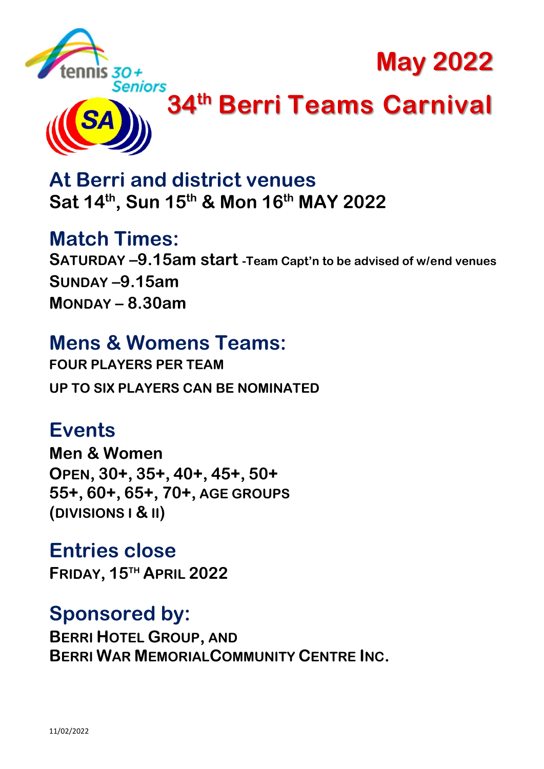tennis 30+ Seniors

SA

# May 2022

# 34th Berri Teams Carnival

## At Berri and district venues

**Sat 14th, Sun 15th & Mon 16th MAY 2022**

## Match Times:

**SATURDAY –9.15am start** -Team Capt'n to be advised of w/end venues

**SUNDAY –9.15am**

**MONDAY – 8.30am**

## Mens & Womens Teams:

**FOUR PLAYERS PER TEAM**

**UP TO SIX PLAYERS CAN BE NOMINATED**

## Events

**Men & Women**

**OPEN, 30+, 35+, 40+, 45+, 50+**

**55+, 60+, 65+, 70+, AGE GROUPS**

**(DIVISIONS I & II)**

## Entries close

**FRIDAY, 15TH APRIL 2022**

## Sponsored by:

**BERRI HOTEL GROUP, AND**

**BERRI WAR MEMORIALCOMMUNITY CENTRE INC.**

11/02/2022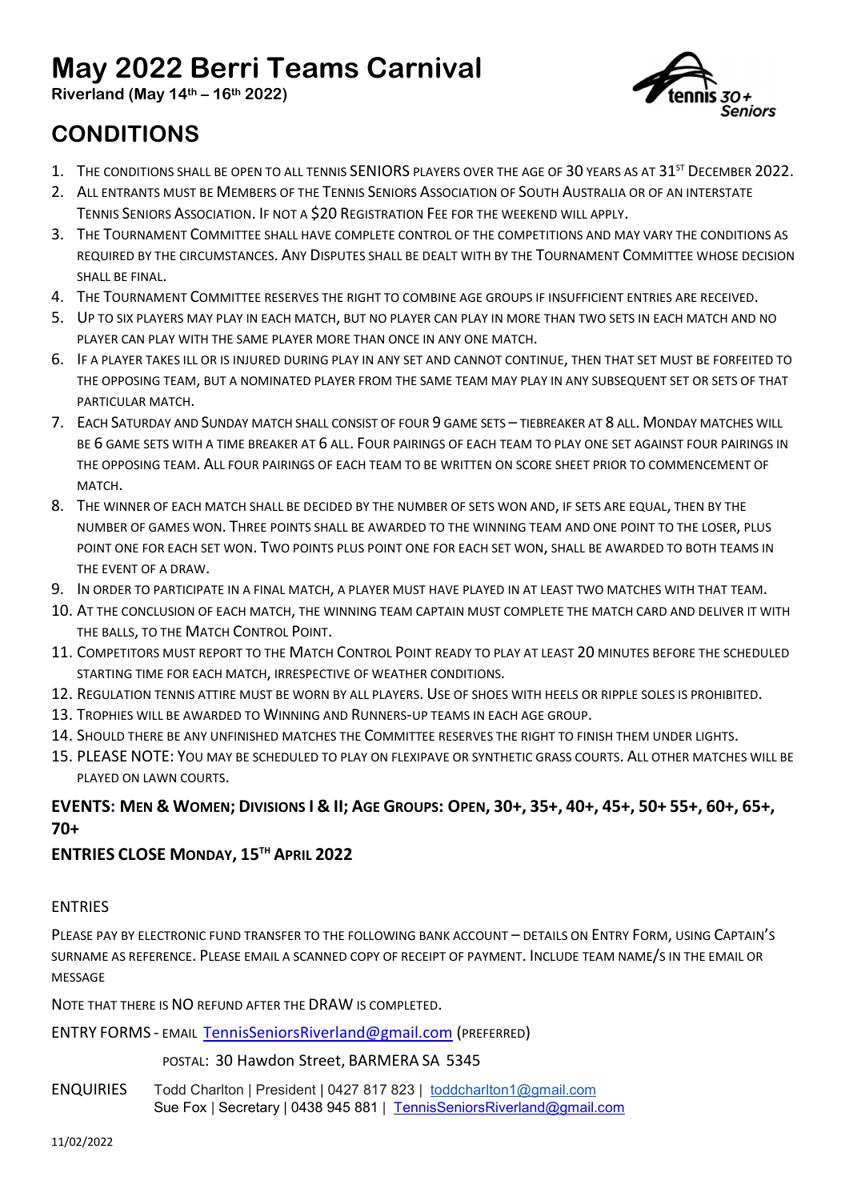# May 2022 Berri Teams Carnival

**Riverland (May 14th – 16th 2022)**

## CONDITIONS

1. The conditions shall be open to all tennis SENIORS players over the age of 30 years as at 31st December 2022.
2. All entrants must be Members of the Tennis Seniors Association of South Australia or of an interstate Tennis Seniors Association. If not a $20 Registration Fee for the weekend will apply.
3. The Tournament Committee shall have complete control of the competitions and may vary the conditions as required by the circumstances. Any Disputes shall be dealt with by the Tournament Committee whose decision shall be final.
4. The Tournament Committee reserves the right to combine age groups if insufficient entries are received.
5. Up to six players may play in each match, but no player can play in more than two sets in each match and no player can play with the same player more than once in any one match.
6. If a player takes ill or is injured during play in any set and cannot continue, then that set must be forfeited to the opposing team, but a nominated player from the same team may play in any subsequent set or sets of that particular match.
7. Each Saturday and Sunday match shall consist of four 9 game sets – tiebreaker at 8 all. Monday matches will be 6 game sets with a time breaker at 6 all. Four pairings of each team to play one set against four pairings in the opposing team. All four pairings of each team to be written on score sheet prior to commencement of match.
8. The winner of each match shall be decided by the number of sets won and, if sets are equal, then by the number of games won. Three points shall be awarded to the winning team and one point to the loser, plus point one for each set won. Two points plus point one for each set won, shall be awarded to both teams in the event of a draw.
9. In order to participate in a final match, a player must have played in at least two matches with that team.
10. At the conclusion of each match, the winning team captain must complete the match card and deliver it with the balls, to the Match Control Point.
11. Competitors must report to the Match Control Point ready to play at least 20 minutes before the scheduled starting time for each match, irrespective of weather conditions.
12. Regulation tennis attire must be worn by all players. Use of shoes with heels or ripple soles is prohibited.
13. Trophies will be awarded to Winning and Runners-up teams in each age group.
14. Should there be any unfinished matches the Committee reserves the right to finish them under lights.
15. PLEASE NOTE: You may be scheduled to play on flexipave or synthetic grass courts. All other matches will be played on lawn courts.

**EVENTS: Men & Women; Divisions I & II; Age Groups: Open, 30+, 35+, 40+, 45+, 50+ 55+, 60+, 65+, 70+**

**ENTRIES CLOSE Monday, 15th April 2022**

ENTRIES

Please pay by electronic fund transfer to the following bank account – details on Entry Form, using Captain's surname as reference. Please email a scanned copy of receipt of payment. Include team name/s in the email or message

Note that there is NO refund after the DRAW is completed.

ENTRY FORMS - email TennisSeniorsRiverland@gmail.com (preferred)

postal: 30 Hawdon Street, BARMERA SA 5345

ENQUIRIES Todd Charlton | President | 0427 817 823 | toddcharlton1@gmail.com
Sue Fox | Secretary | 0438 945 881 | TennisSeniorsRiverland@gmail.com

11/02/2022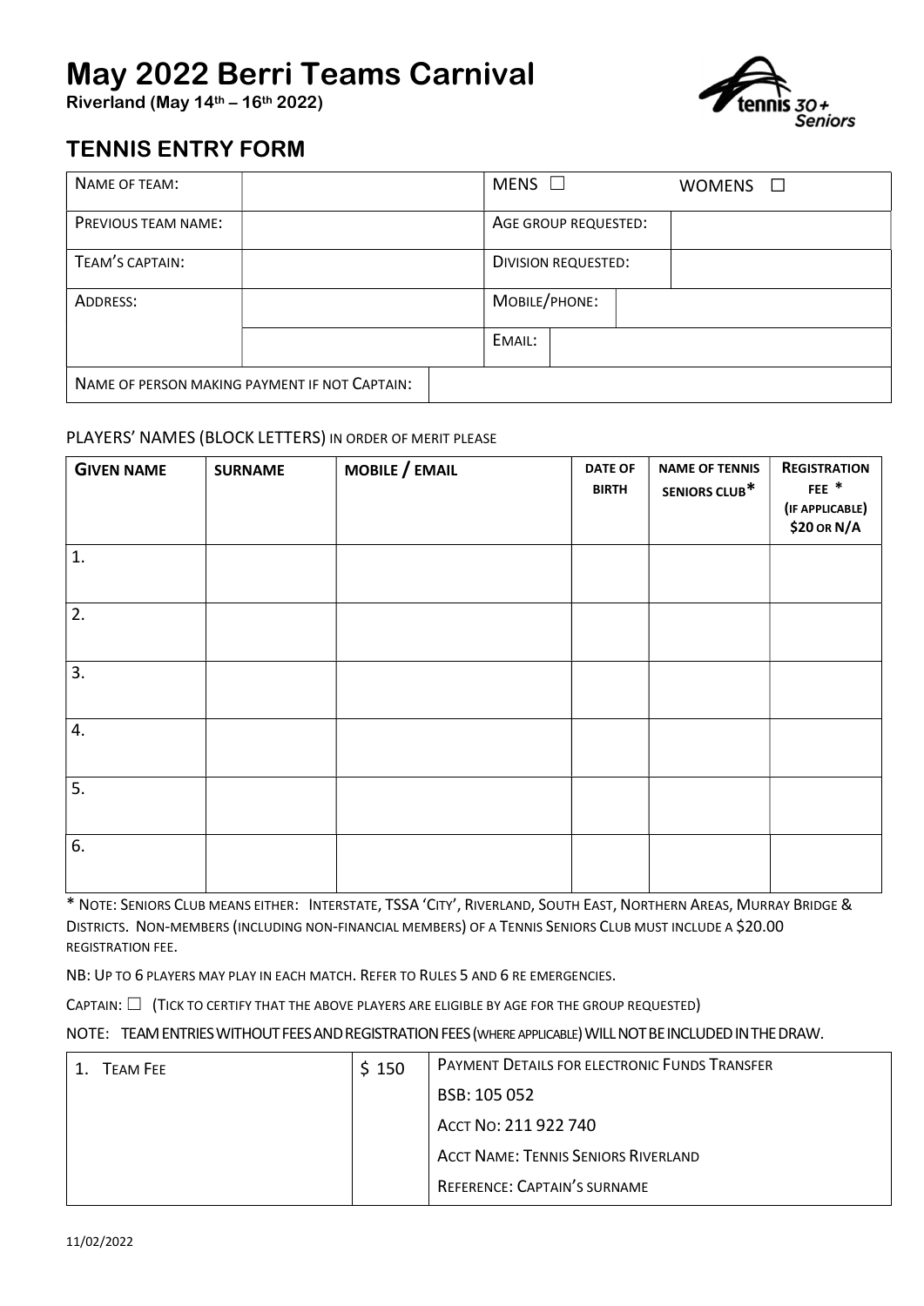# May 2022 Berri Teams Carnival

**Riverland (May 14th – 16th 2022)**

## TENNIS ENTRY FORM

| NAME OF TEAM: | | MENS ☐ | WOMENS ☐ |
|---|---|---|---|
| PREVIOUS TEAM NAME: | | AGE GROUP REQUESTED: | |
| TEAM'S CAPTAIN: | | DIVISION REQUESTED: | |
| ADDRESS: | | MOBILE/PHONE: | |
| | | EMAIL: | |
| NAME OF PERSON MAKING PAYMENT IF NOT CAPTAIN: | | | |

PLAYERS' NAMES (BLOCK LETTERS) IN ORDER OF MERIT PLEASE

| GIVEN NAME | SURNAME | MOBILE / EMAIL | DATE OF BIRTH | NAME OF TENNIS SENIORS CLUB* | REGISTRATION FEE * (IF APPLICABLE) $20 OR N/A |
|---|---|---|---|---|---|
| 1. | | | | | |
| 2. | | | | | |
| 3. | | | | | |
| 4. | | | | | |
| 5. | | | | | |
| 6. | | | | | |

* NOTE: SENIORS CLUB MEANS EITHER: INTERSTATE, TSSA 'CITY', RIVERLAND, SOUTH EAST, NORTHERN AREAS, MURRAY BRIDGE & DISTRICTS. NON-MEMBERS (INCLUDING NON-FINANCIAL MEMBERS) OF A TENNIS SENIORS CLUB MUST INCLUDE A $20.00 REGISTRATION FEE.

NB: UP TO 6 PLAYERS MAY PLAY IN EACH MATCH. REFER TO RULES 5 AND 6 RE EMERGENCIES.

CAPTAIN: ☐ (TICK TO CERTIFY THAT THE ABOVE PLAYERS ARE ELIGIBLE BY AGE FOR THE GROUP REQUESTED)

NOTE: TEAM ENTRIES WITHOUT FEES AND REGISTRATION FEES (WHERE APPLICABLE) WILL NOT BE INCLUDED IN THE DRAW.

| 1. TEAM FEE | $ 150 | PAYMENT DETAILS FOR ELECTRONIC FUNDS TRANSFER |
|---|---|---|
| | | BSB: 105 052 |
| | | ACCT NO: 211 922 740 |
| | | ACCT NAME: TENNIS SENIORS RIVERLAND |
| | | REFERENCE: CAPTAIN'S SURNAME |

11/02/2022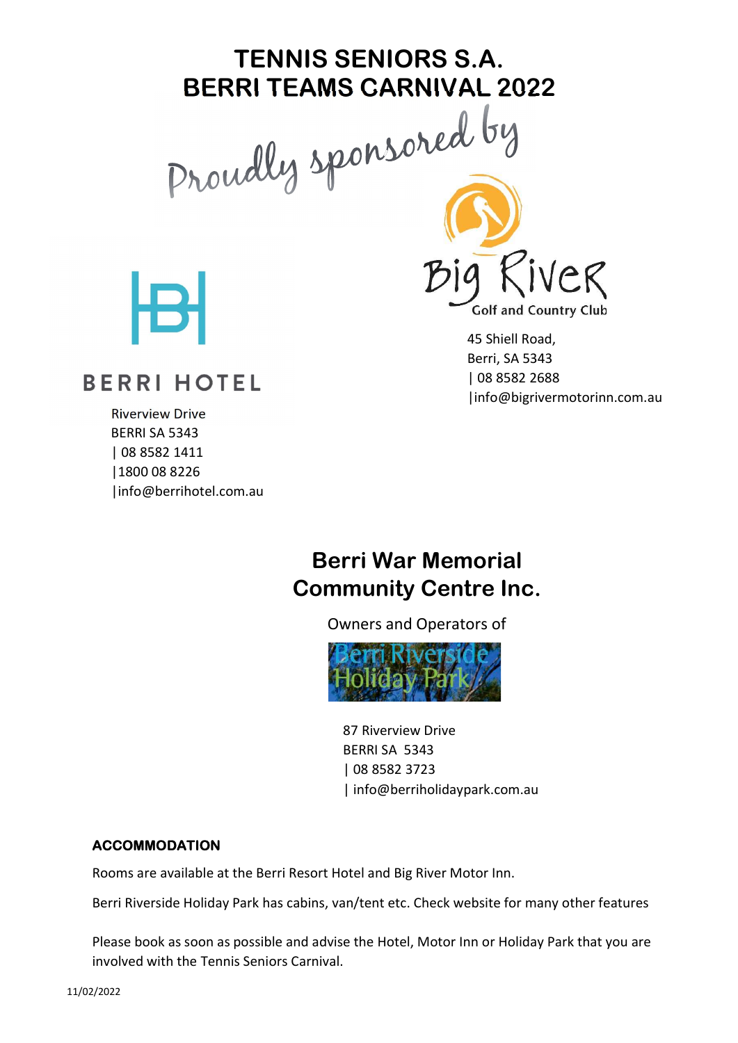# TENNIS SENIORS S.A.
# BERRI TEAMS CARNIVAL 2022

Proudly sponsored by

Big River
Golf and Country Club

45 Shiell Road,
Berri, SA 5343
| 08 8582 2688
|info@bigrivermotorinn.com.au

BERRI HOTEL

Riverview Drive
BERRI SA 5343
| 08 8582 1411
|1800 08 8226
|info@berrihotel.com.au

## Berri War Memorial Community Centre Inc.

Owners and Operators of

Berri Riverside Holiday Park

87 Riverview Drive
BERRI SA 5343
| 08 8582 3723
| info@berriholidaypark.com.au

**ACCOMMODATION**

Rooms are available at the Berri Resort Hotel and Big River Motor Inn.

Berri Riverside Holiday Park has cabins, van/tent etc. Check website for many other features

Please book as soon as possible and advise the Hotel, Motor Inn or Holiday Park that you are involved with the Tennis Seniors Carnival.

11/02/2022